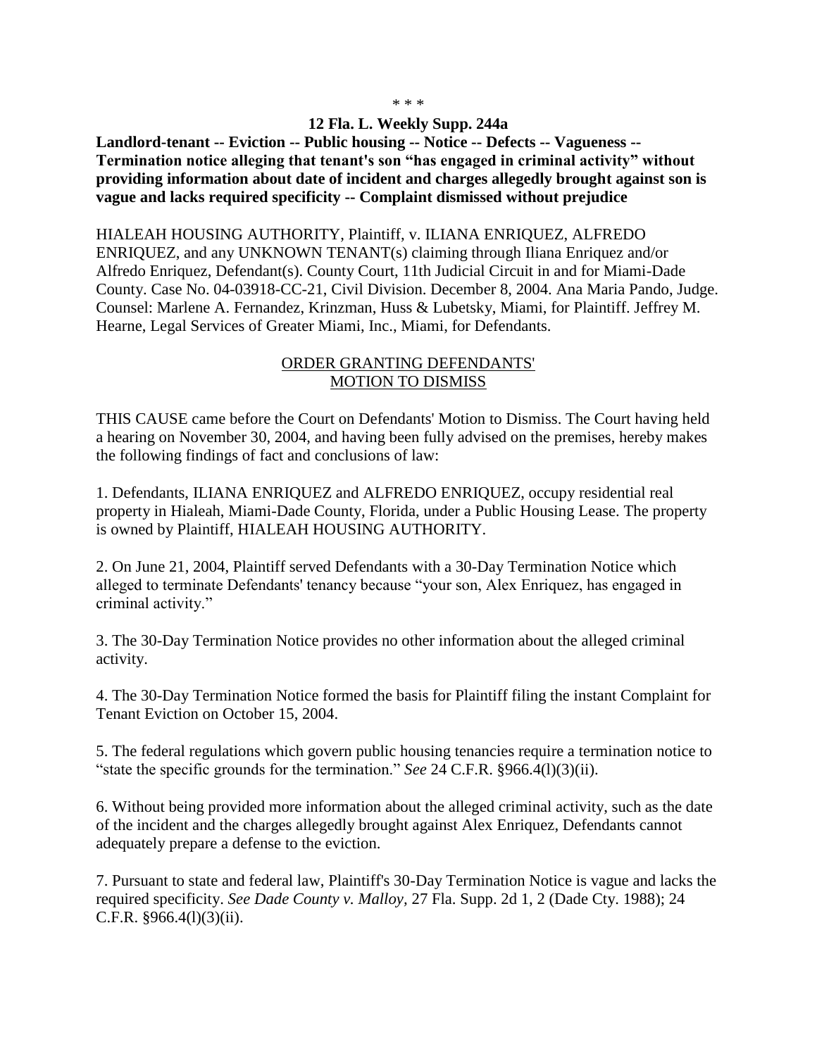\* \* \*

**12 Fla. L. Weekly Supp. 244a**

**Landlord-tenant -- Eviction -- Public housing -- Notice -- Defects -- Vagueness -- Termination notice alleging that tenant's son "has engaged in criminal activity" without providing information about date of incident and charges allegedly brought against son is vague and lacks required specificity -- Complaint dismissed without prejudice**

HIALEAH HOUSING AUTHORITY, Plaintiff, v. ILIANA ENRIQUEZ, ALFREDO ENRIQUEZ, and any UNKNOWN TENANT(s) claiming through Iliana Enriquez and/or Alfredo Enriquez, Defendant(s). County Court, 11th Judicial Circuit in and for Miami-Dade County. Case No. 04-03918-CC-21, Civil Division. December 8, 2004. Ana Maria Pando, Judge. Counsel: Marlene A. Fernandez, Krinzman, Huss & Lubetsky, Miami, for Plaintiff. Jeffrey M. Hearne, Legal Services of Greater Miami, Inc., Miami, for Defendants.

## ORDER GRANTING DEFENDANTS' MOTION TO DISMISS

THIS CAUSE came before the Court on Defendants' Motion to Dismiss. The Court having held a hearing on November 30, 2004, and having been fully advised on the premises, hereby makes the following findings of fact and conclusions of law:

1. Defendants, ILIANA ENRIQUEZ and ALFREDO ENRIQUEZ, occupy residential real property in Hialeah, Miami-Dade County, Florida, under a Public Housing Lease. The property is owned by Plaintiff, HIALEAH HOUSING AUTHORITY.

2. On June 21, 2004, Plaintiff served Defendants with a 30-Day Termination Notice which alleged to terminate Defendants' tenancy because "your son, Alex Enriquez, has engaged in criminal activity."

3. The 30-Day Termination Notice provides no other information about the alleged criminal activity.

4. The 30-Day Termination Notice formed the basis for Plaintiff filing the instant Complaint for Tenant Eviction on October 15, 2004.

5. The federal regulations which govern public housing tenancies require a termination notice to "state the specific grounds for the termination." *See* 24 C.F.R. §966.4(l)(3)(ii).

6. Without being provided more information about the alleged criminal activity, such as the date of the incident and the charges allegedly brought against Alex Enriquez, Defendants cannot adequately prepare a defense to the eviction.

7. Pursuant to state and federal law, Plaintiff's 30-Day Termination Notice is vague and lacks the required specificity. *See Dade County v. Malloy*, 27 Fla. Supp. 2d 1, 2 (Dade Cty. 1988); 24 C.F.R. §966.4(l)(3)(ii).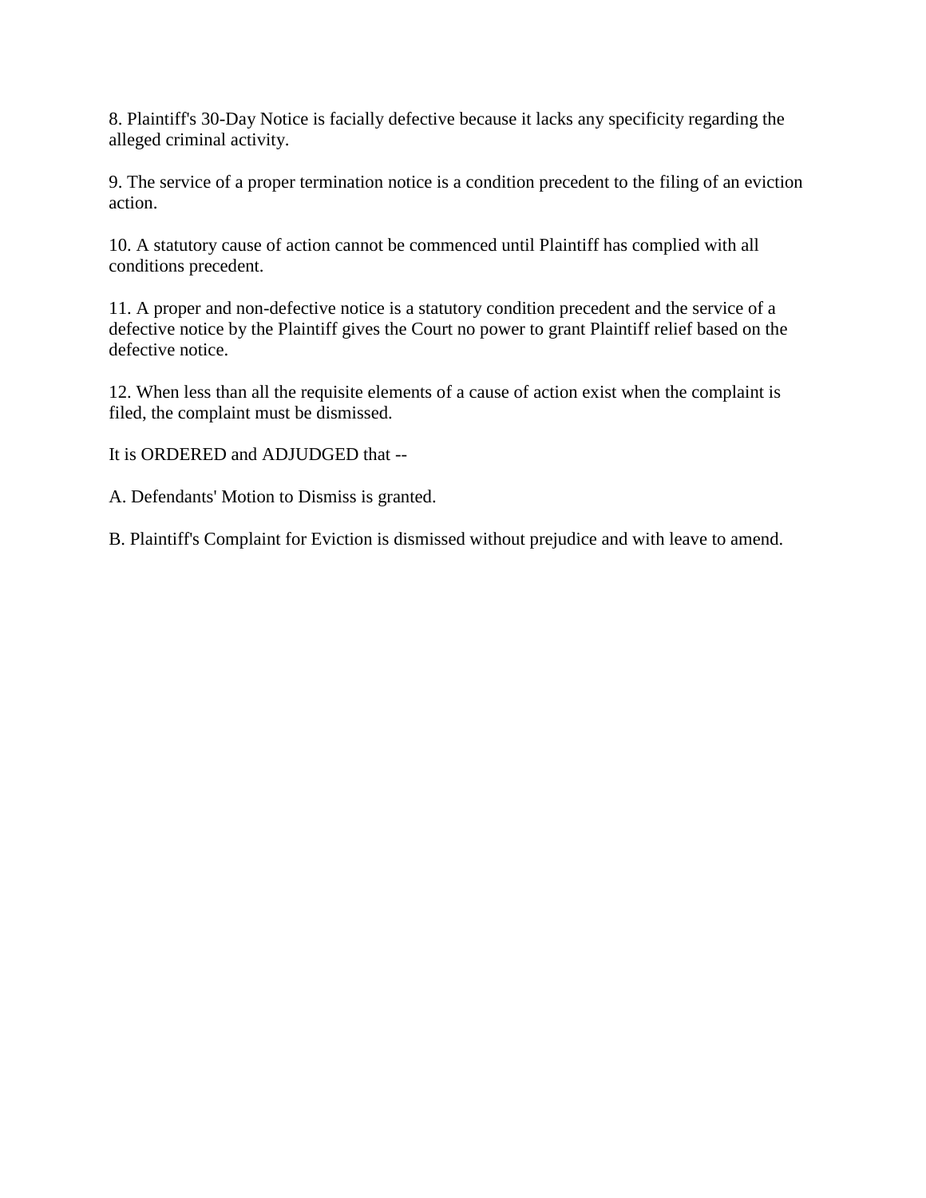8. Plaintiff's 30-Day Notice is facially defective because it lacks any specificity regarding the alleged criminal activity.

9. The service of a proper termination notice is a condition precedent to the filing of an eviction action.

10. A statutory cause of action cannot be commenced until Plaintiff has complied with all conditions precedent.

11. A proper and non-defective notice is a statutory condition precedent and the service of a defective notice by the Plaintiff gives the Court no power to grant Plaintiff relief based on the defective notice.

12. When less than all the requisite elements of a cause of action exist when the complaint is filed, the complaint must be dismissed.

It is ORDERED and ADJUDGED that --

A. Defendants' Motion to Dismiss is granted.

B. Plaintiff's Complaint for Eviction is dismissed without prejudice and with leave to amend.